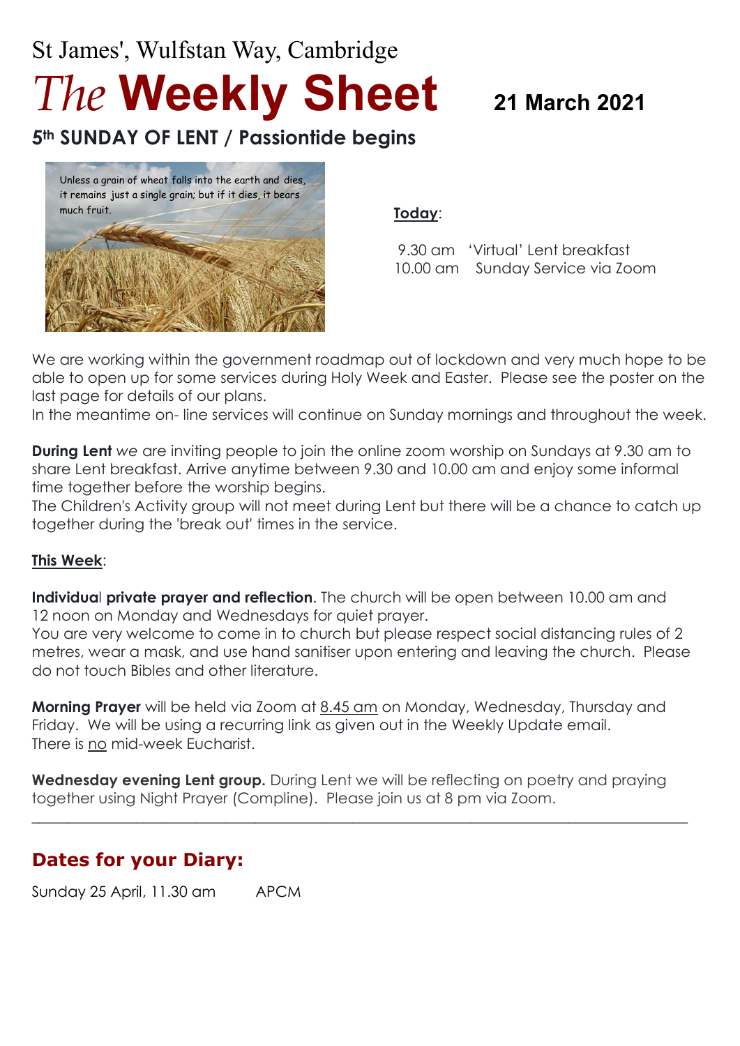St James', Wulfstan Way, Cambridge

# *The* **Weekly Sheet** 21 March 2021

## 5th SUNDAY OF LENT / Passiontide begins

Unless a grain of wheat falls into the earth and dies, it remains just a single grain; but if it dies, it bears much fruit.

**Today**:

9.30 am 'Virtual' Lent breakfast
10.00 am Sunday Service via Zoom

We are working within the government roadmap out of lockdown and very much hope to be able to open up for some services during Holy Week and Easter. Please see the poster on the last page for details of our plans.
In the meantime on- line services will continue on Sunday mornings and throughout the week.

**During Lent** *we* are inviting people to join the online zoom worship on Sundays at 9.30 am to share Lent breakfast. Arrive anytime between 9.30 and 10.00 am and enjoy some informal time together before the worship begins.
The Children's Activity group will not meet during Lent but there will be a chance to catch up together during the 'break out' times in the service.

**This Week**:

**Individual private prayer and reflection**. The church will be open between 10.00 am and 12 noon on Monday and Wednesdays for quiet prayer.
You are very welcome to come in to church but please respect social distancing rules of 2 metres, wear a mask, and use hand sanitiser upon entering and leaving the church. Please do not touch Bibles and other literature.

**Morning Prayer** will be held via Zoom at 8.45 am on Monday, Wednesday, Thursday and Friday. We will be using a recurring link as given out in the Weekly Update email.
There is no mid-week Eucharist.

**Wednesday evening Lent group.** During Lent we will be reflecting on poetry and praying together using Night Prayer (Compline). Please join us at 8 pm via Zoom.

---

## Dates for your Diary:

Sunday 25 April, 11.30 am APCM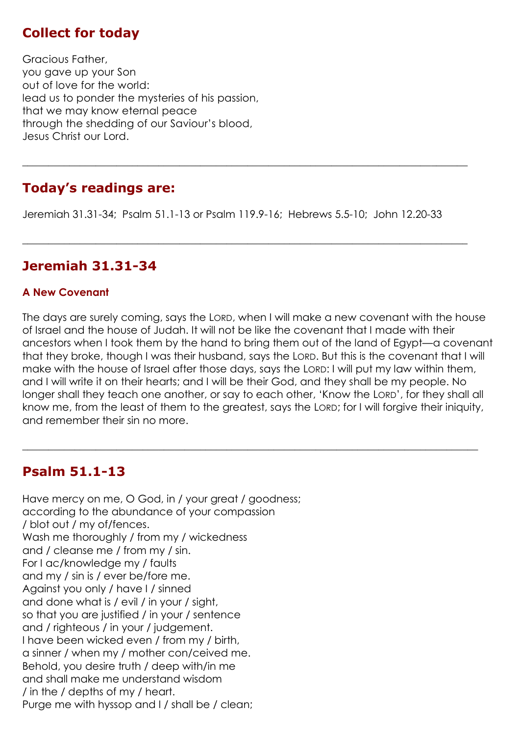## Collect for today

Gracious Father,
you gave up your Son
out of love for the world:
lead us to ponder the mysteries of his passion,
that we may know eternal peace
through the shedding of our Saviour's blood,
Jesus Christ our Lord.

---

## Today's readings are:

Jeremiah 31.31-34; Psalm 51.1-13 or Psalm 119.9-16; Hebrews 5.5-10; John 12.20-33

---

## Jeremiah 31.31-34

### A New Covenant

The days are surely coming, says the LORD, when I will make a new covenant with the house of Israel and the house of Judah. It will not be like the covenant that I made with their ancestors when I took them by the hand to bring them out of the land of Egypt—a covenant that they broke, though I was their husband, says the LORD. But this is the covenant that I will make with the house of Israel after those days, says the LORD: I will put my law within them, and I will write it on their hearts; and I will be their God, and they shall be my people. No longer shall they teach one another, or say to each other, 'Know the LORD', for they shall all know me, from the least of them to the greatest, says the LORD; for I will forgive their iniquity, and remember their sin no more.

---

## Psalm 51.1-13

Have mercy on me, O God, in / your great / goodness;
according to the abundance of your compassion
/ blot out / my of/fences.
Wash me thoroughly / from my / wickedness
and / cleanse me / from my / sin.
For I ac/knowledge my / faults
and my / sin is / ever be/fore me.
Against you only / have I / sinned
and done what is / evil / in your / sight,
so that you are justified / in your / sentence
and / righteous / in your / judgement.
I have been wicked even / from my / birth,
a sinner / when my / mother con/ceived me.
Behold, you desire truth / deep with/in me
and shall make me understand wisdom
/ in the / depths of my / heart.
Purge me with hyssop and I / shall be / clean;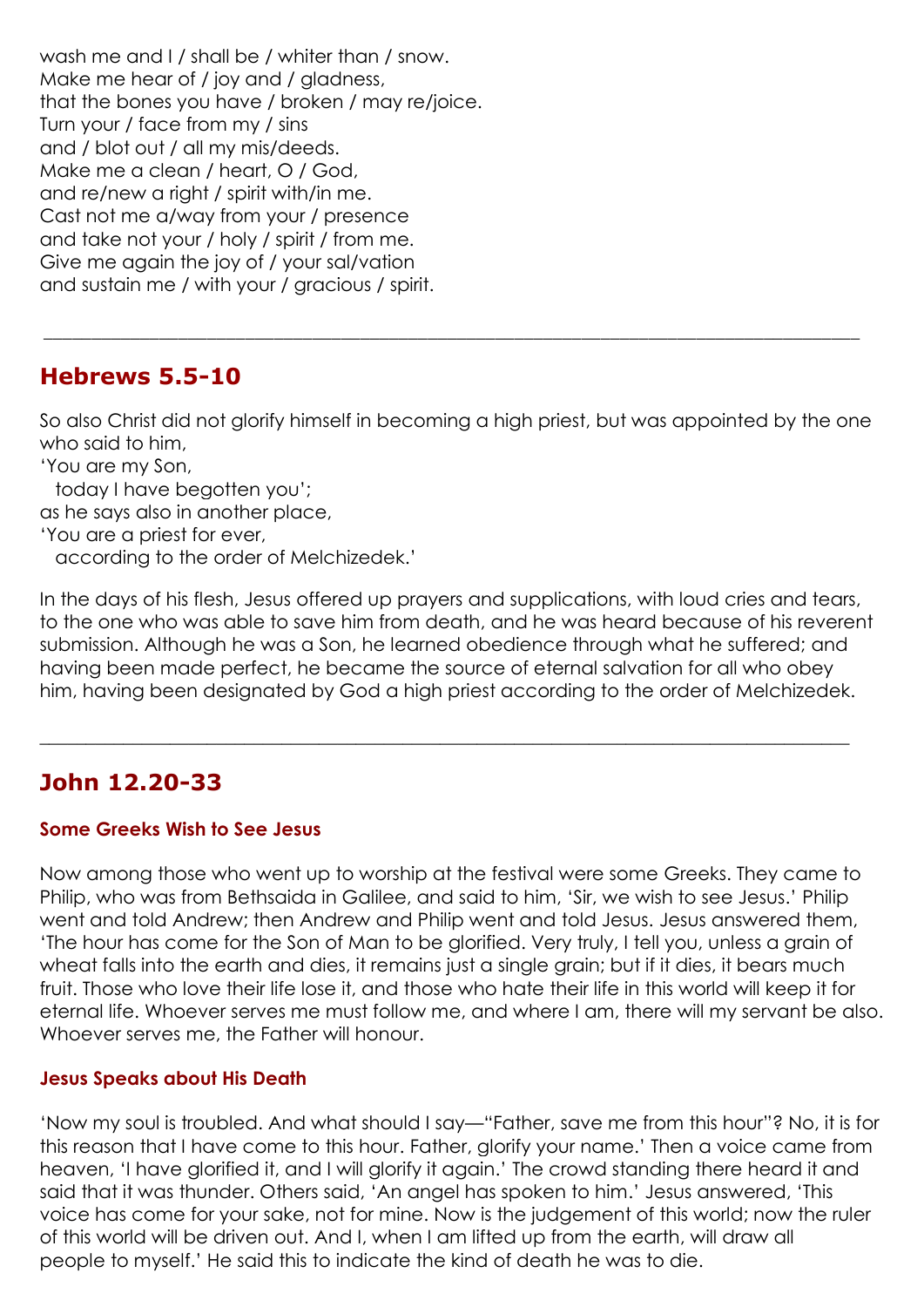wash me and I / shall be / whiter than / snow.
Make me hear of / joy and / gladness,
that the bones you have / broken / may re/joice.
Turn your / face from my / sins
and / blot out / all my mis/deeds.
Make me a clean / heart, O / God,
and re/new a right / spirit with/in me.
Cast not me a/way from your / presence
and take not your / holy / spirit / from me.
Give me again the joy of / your sal/vation
and sustain me / with your / gracious / spirit.

---

## Hebrews 5.5-10

So also Christ did not glorify himself in becoming a high priest, but was appointed by the one who said to him,
'You are my Son,
  today I have begotten you';
as he says also in another place,
'You are a priest for ever,
  according to the order of Melchizedek.'

In the days of his flesh, Jesus offered up prayers and supplications, with loud cries and tears, to the one who was able to save him from death, and he was heard because of his reverent submission. Although he was a Son, he learned obedience through what he suffered; and having been made perfect, he became the source of eternal salvation for all who obey him, having been designated by God a high priest according to the order of Melchizedek.

---

## John 12.20-33

### Some Greeks Wish to See Jesus

Now among those who went up to worship at the festival were some Greeks. They came to Philip, who was from Bethsaida in Galilee, and said to him, 'Sir, we wish to see Jesus.' Philip went and told Andrew; then Andrew and Philip went and told Jesus. Jesus answered them, 'The hour has come for the Son of Man to be glorified. Very truly, I tell you, unless a grain of wheat falls into the earth and dies, it remains just a single grain; but if it dies, it bears much fruit. Those who love their life lose it, and those who hate their life in this world will keep it for eternal life. Whoever serves me must follow me, and where I am, there will my servant be also. Whoever serves me, the Father will honour.

### Jesus Speaks about His Death

'Now my soul is troubled. And what should I say—"Father, save me from this hour"? No, it is for this reason that I have come to this hour. Father, glorify your name.' Then a voice came from heaven, 'I have glorified it, and I will glorify it again.' The crowd standing there heard it and said that it was thunder. Others said, 'An angel has spoken to him.' Jesus answered, 'This voice has come for your sake, not for mine. Now is the judgement of this world; now the ruler of this world will be driven out. And I, when I am lifted up from the earth, will draw all people to myself.' He said this to indicate the kind of death he was to die.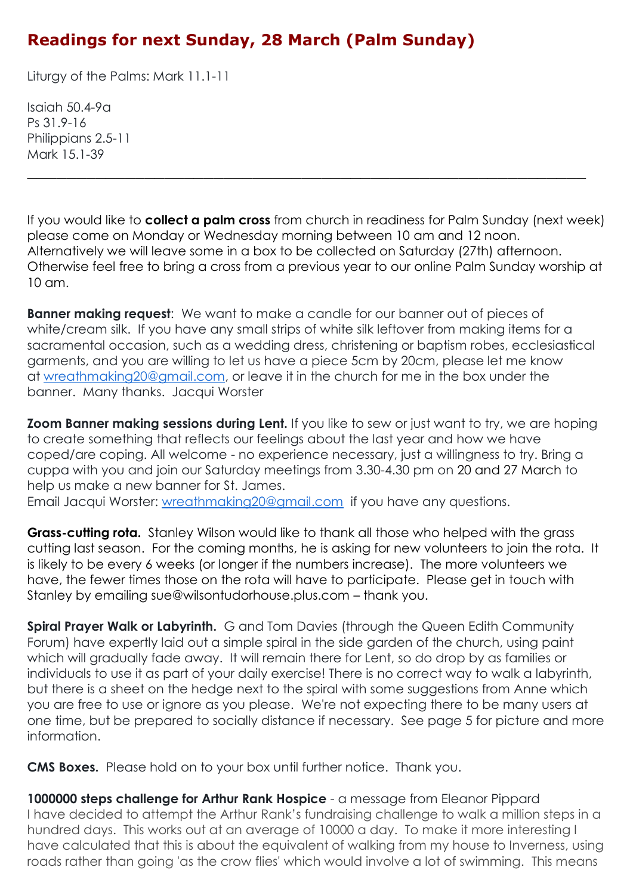## Readings for next Sunday, 28 March (Palm Sunday)

Liturgy of the Palms: Mark 11.1-11

Isaiah 50.4-9a
Ps 31.9-16
Philippians 2.5-11
Mark 15.1-39

---

If you would like to **collect a palm cross** from church in readiness for Palm Sunday (next week) please come on Monday or Wednesday morning between 10 am and 12 noon. Alternatively we will leave some in a box to be collected on Saturday (27th) afternoon. Otherwise feel free to bring a cross from a previous year to our online Palm Sunday worship at 10 am.

**Banner making request**: We want to make a candle for our banner out of pieces of white/cream silk. If you have any small strips of white silk leftover from making items for a sacramental occasion, such as a wedding dress, christening or baptism robes, ecclesiastical garments, and you are willing to let us have a piece 5cm by 20cm, please let me know at wreathmaking20@gmail.com, or leave it in the church for me in the box under the banner. Many thanks. Jacqui Worster

**Zoom Banner making sessions during Lent.** If you like to sew or just want to try, we are hoping to create something that reflects our feelings about the last year and how we have coped/are coping. All welcome - no experience necessary, just a willingness to try. Bring a cuppa with you and join our Saturday meetings from 3.30-4.30 pm on 20 and 27 March to help us make a new banner for St. James.
Email Jacqui Worster: wreathmaking20@gmail.com if you have any questions.

**Grass-cutting rota.** Stanley Wilson would like to thank all those who helped with the grass cutting last season. For the coming months, he is asking for new volunteers to join the rota. It is likely to be every 6 weeks (or longer if the numbers increase). The more volunteers we have, the fewer times those on the rota will have to participate. Please get in touch with Stanley by emailing sue@wilsontudorhouse.plus.com – thank you.

**Spiral Prayer Walk or Labyrinth.** G and Tom Davies (through the Queen Edith Community Forum) have expertly laid out a simple spiral in the side garden of the church, using paint which will gradually fade away. It will remain there for Lent, so do drop by as families or individuals to use it as part of your daily exercise! There is no correct way to walk a labyrinth, but there is a sheet on the hedge next to the spiral with some suggestions from Anne which you are free to use or ignore as you please. We're not expecting there to be many users at one time, but be prepared to socially distance if necessary. See page 5 for picture and more information.

**CMS Boxes.** Please hold on to your box until further notice. Thank you.

**1000000 steps challenge for Arthur Rank Hospice** - a message from Eleanor Pippard
I have decided to attempt the Arthur Rank's fundraising challenge to walk a million steps in a hundred days. This works out at an average of 10000 a day. To make it more interesting I have calculated that this is about the equivalent of walking from my house to Inverness, using roads rather than going 'as the crow flies' which would involve a lot of swimming. This means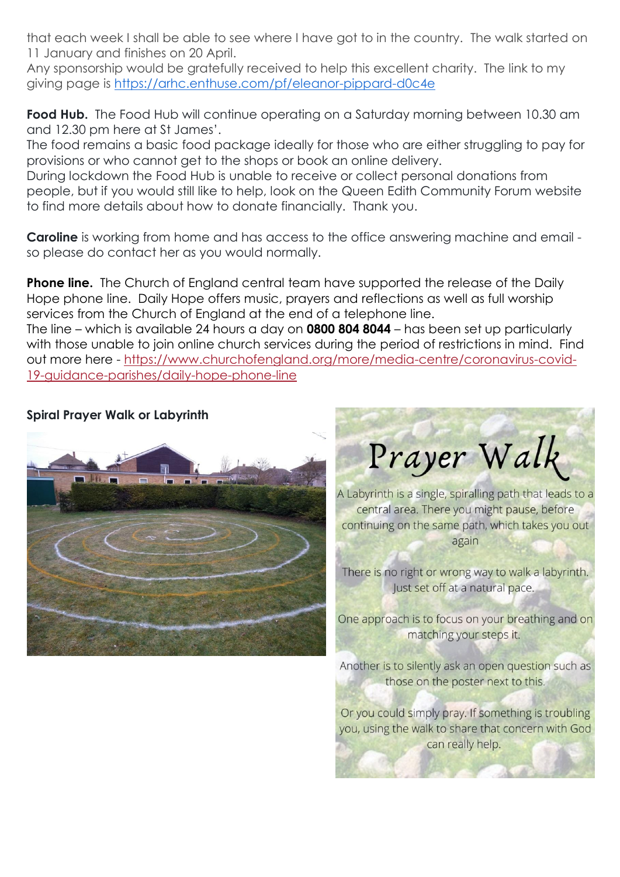that each week I shall be able to see where I have got to in the country. The walk started on 11 January and finishes on 20 April.
Any sponsorship would be gratefully received to help this excellent charity. The link to my giving page is https://arhc.enthuse.com/pf/eleanor-pippard-d0c4e

**Food Hub.** The Food Hub will continue operating on a Saturday morning between 10.30 am and 12.30 pm here at St James'.
The food remains a basic food package ideally for those who are either struggling to pay for provisions or who cannot get to the shops or book an online delivery.
During lockdown the Food Hub is unable to receive or collect personal donations from people, but if you would still like to help, look on the Queen Edith Community Forum website to find more details about how to donate financially. Thank you.

**Caroline** is working from home and has access to the office answering machine and email - so please do contact her as you would normally.

**Phone line.** The Church of England central team have supported the release of the Daily Hope phone line. Daily Hope offers music, prayers and reflections as well as full worship services from the Church of England at the end of a telephone line.
The line – which is available 24 hours a day on **0800 804 8044** – has been set up particularly with those unable to join online church services during the period of restrictions in mind. Find out more here - https://www.churchofengland.org/more/media-centre/coronavirus-covid-19-guidance-parishes/daily-hope-phone-line

**Spiral Prayer Walk or Labyrinth**

# Prayer Walk

A Labyrinth is a single, spiralling path that leads to a central area. There you might pause, before continuing on the same path, which takes you out again

There is no right or wrong way to walk a labyrinth. Just set off at a natural pace.

One approach is to focus on your breathing and on matching your steps it.

Another is to silently ask an open question such as those on the poster next to this.

Or you could simply pray. If something is troubling you, using the walk to share that concern with God can really help.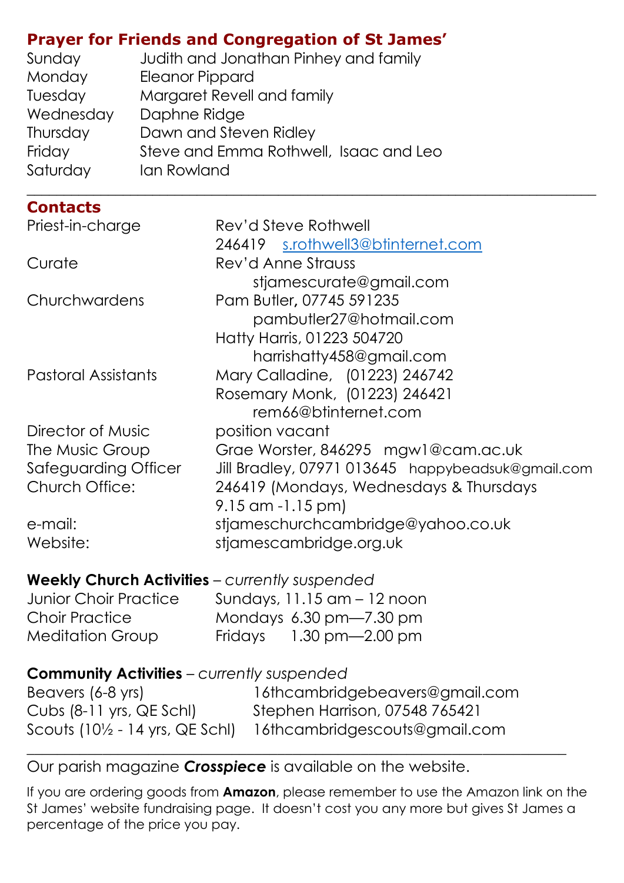## Prayer for Friends and Congregation of St James'

| | |
|---|---|
| Sunday | Judith and Jonathan Pinhey and family |
| Monday | Eleanor Pippard |
| Tuesday | Margaret Revell and family |
| Wednesday | Daphne Ridge |
| Thursday | Dawn and Steven Ridley |
| Friday | Steve and Emma Rothwell, Isaac and Leo |
| Saturday | Ian Rowland |

---

## Contacts

| | |
|---|---|
| Priest-in-charge | Rev'd Steve Rothwell<br>246419 s.rothwell3@btinternet.com |
| Curate | Rev'd Anne Strauss<br>stjamescurate@gmail.com |
| Churchwardens | Pam Butler, 07745 591235<br>pambutler27@hotmail.com<br>Hatty Harris, 01223 504720<br>harrishatty458@gmail.com |
| Pastoral Assistants | Mary Calladine, (01223) 246742<br>Rosemary Monk, (01223) 246421<br>rem66@btinternet.com |
| Director of Music | position vacant |
| The Music Group | Grae Worster, 846295 mgw1@cam.ac.uk |
| Safeguarding Officer | Jill Bradley, 07971 013645 happybeadsuk@gmail.com |
| Church Office: | 246419 (Mondays, Wednesdays & Thursdays 9.15 am -1.15 pm) |
| e-mail: | stjameschurchcambridge@yahoo.co.uk |
| Website: | stjamescambridge.org.uk |

**Weekly Church Activities** – *currently suspended*

| | |
|---|---|
| Junior Choir Practice | Sundays, 11.15 am – 12 noon |
| Choir Practice | Mondays 6.30 pm—7.30 pm |
| Meditation Group | Fridays 1.30 pm—2.00 pm |

**Community Activities** – *currently suspended*

| | |
|---|---|
| Beavers (6-8 yrs) | 16thcambridgebeavers@gmail.com |
| Cubs (8-11 yrs, QE Schl) | Stephen Harrison, 07548 765421 |
| Scouts (10½ - 14 yrs, QE Schl) | 16thcambridgescouts@gmail.com |

---

Our parish magazine ***Crosspiece*** is available on the website.

If you are ordering goods from **Amazon**, please remember to use the Amazon link on the St James' website fundraising page. It doesn't cost you any more but gives St James a percentage of the price you pay.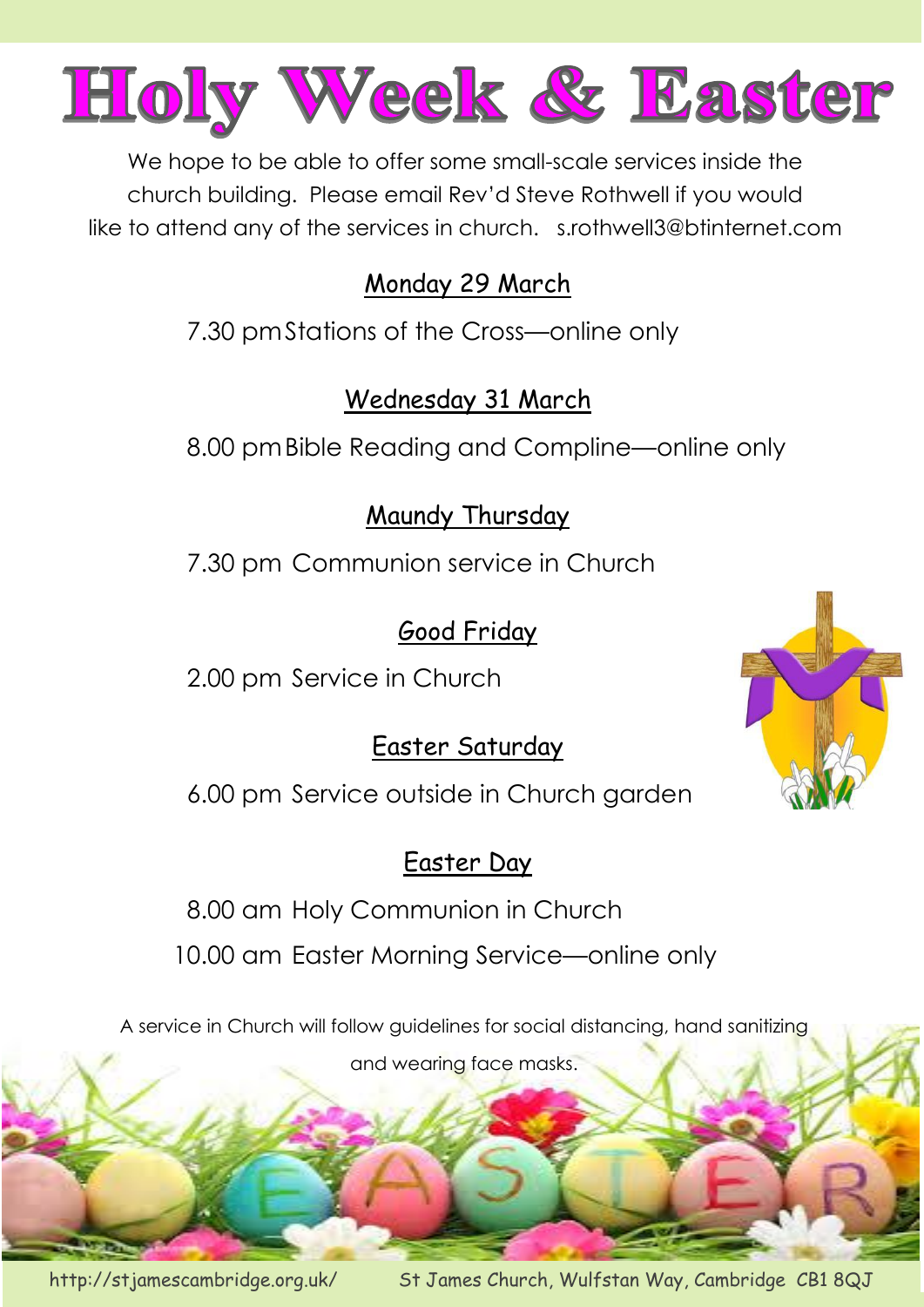# Holy Week & Easter

We hope to be able to offer some small-scale services inside the church building. Please email Rev'd Steve Rothwell if you would like to attend any of the services in church. s.rothwell3@btinternet.com

## Monday 29 March

7.30 pm Stations of the Cross—online only

## Wednesday 31 March

8.00 pm Bible Reading and Compline—online only

## Maundy Thursday

7.30 pm Communion service in Church

## Good Friday

2.00 pm Service in Church

## Easter Saturday

6.00 pm Service outside in Church garden

## Easter Day

8.00 am Holy Communion in Church

10.00 am Easter Morning Service—online only

A service in Church will follow guidelines for social distancing, hand sanitizing and wearing face masks.

http://stjamescambridge.org.uk/ St James Church, Wulfstan Way, Cambridge CB1 8QJ